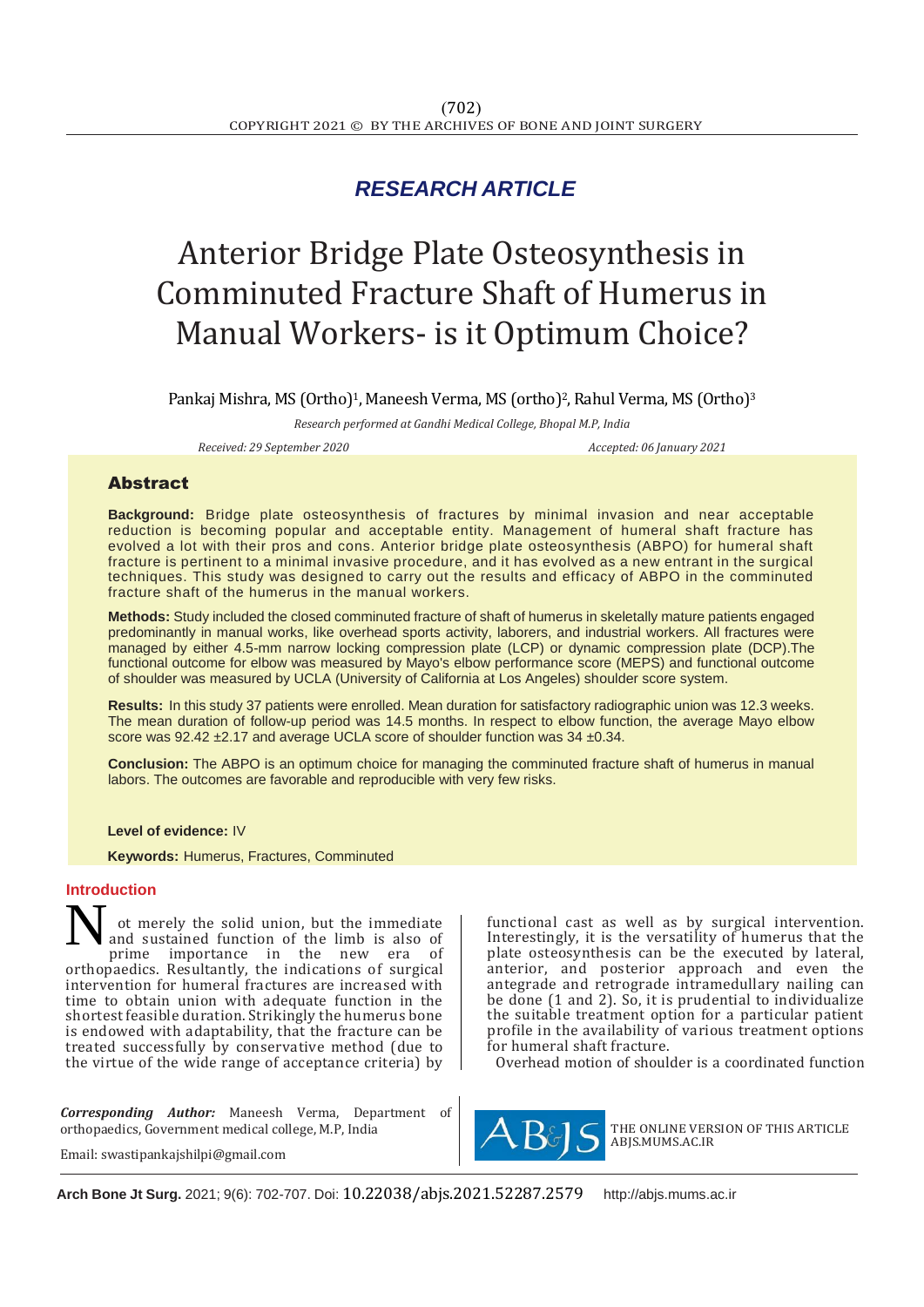*RESEARCH ARTICLE*

# Anterior Bridge Plate Osteosynthesis in Comminuted Fracture Shaft of Humerus in Manual Workers- is it Optimum Choice?

Pankaj Mishra, MS (Ortho)[1], Maneesh Verma, MS (ortho)[2], Rahul Verma, MS (Ortho)[3]

*Research performed at Gandhi Medical College, Bhopal M.P, India*

*Received: 29 September 2020* *Accepted: 06 January 2021*

## Abstract

**Background:** Bridge plate osteosynthesis of fractures by minimal invasion and near acceptable reduction is becoming popular and acceptable entity. Management of humeral shaft fracture has evolved a lot with their pros and cons. Anterior bridge plate osteosynthesis (ABPO) for humeral shaft fracture is pertinent to a minimal invasive procedure, and it has evolved as a new entrant in the surgical techniques. This study was designed to carry out the results and efficacy of ABPO in the comminuted fracture shaft of the humerus in the manual workers.

**Methods:** Study included the closed comminuted fracture of shaft of humerus in skeletally mature patients engaged predominantly in manual works, like overhead sports activity, laborers, and industrial workers. All fractures were managed by either 4.5-mm narrow locking compression plate (LCP) or dynamic compression plate (DCP).The functional outcome for elbow was measured by Mayo's elbow performance score (MEPS) and functional outcome of shoulder was measured by UCLA (University of California at Los Angeles) shoulder score system.

**Results:** In this study 37 patients were enrolled. Mean duration for satisfactory radiographic union was 12.3 weeks. The mean duration of follow-up period was 14.5 months. In respect to elbow function, the average Mayo elbow score was 92.42 ±2.17 and average UCLA score of shoulder function was 34 ±0.34.

**Conclusion:** The ABPO is an optimum choice for managing the comminuted fracture shaft of humerus in manual labors. The outcomes are favorable and reproducible with very few risks.

**Level of evidence:** IV

**Keywords:** Humerus, Fractures, Comminuted

## Introduction

Not merely the solid union, but the immediate and sustained function of the limb is also of prime importance in the new era of orthopaedics. Resultantly, the indications of surgical intervention for humeral fractures are increased with time to obtain union with adequate function in the shortest feasible duration. Strikingly the humerus bone is endowed with adaptability, that the fracture can be treated successfully by conservative method (due to the virtue of the wide range of acceptance criteria) by functional cast as well as by surgical intervention. Interestingly, it is the versatility of humerus that the plate osteosynthesis can be the executed by lateral, anterior, and posterior approach and even the antegrade and retrograde intramedullary nailing can be done (1 and 2). So, it is prudential to individualize the suitable treatment option for a particular patient profile in the availability of various treatment options for humeral shaft fracture.

Overhead motion of shoulder is a coordinated function

***Corresponding Author:*** Maneesh Verma, Department of orthopaedics, Government medical college, M.P, India

Email: swastipankajshilpi@gmail.com

THE ONLINE VERSION OF THIS ARTICLE ABJS.MUMS.AC.IR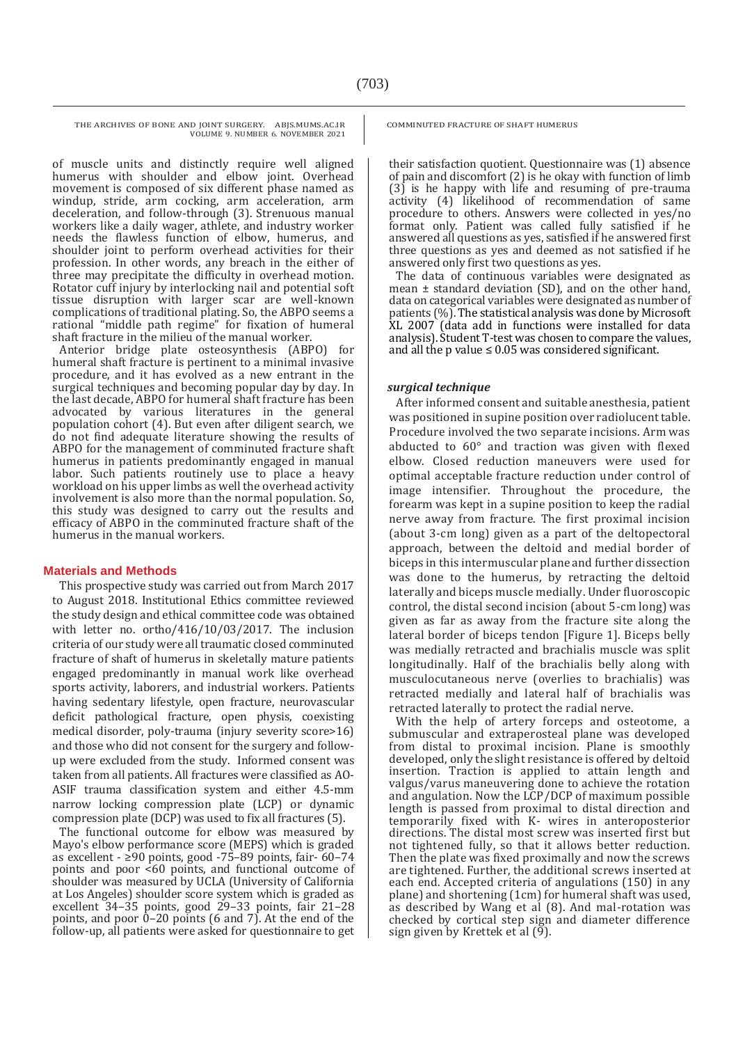of muscle units and distinctly require well aligned humerus with shoulder and elbow joint. Overhead movement is composed of six different phase named as windup, stride, arm cocking, arm acceleration, arm deceleration, and follow-through (3). Strenuous manual workers like a daily wager, athlete, and industry worker needs the flawless function of elbow, humerus, and shoulder joint to perform overhead activities for their profession. In other words, any breach in the either of three may precipitate the difficulty in overhead motion. Rotator cuff injury by interlocking nail and potential soft tissue disruption with larger scar are well-known complications of traditional plating. So, the ABPO seems a rational "middle path regime" for fixation of humeral shaft fracture in the milieu of the manual worker.

Anterior bridge plate osteosynthesis (ABPO) for humeral shaft fracture is pertinent to a minimal invasive procedure, and it has evolved as a new entrant in the surgical techniques and becoming popular day by day. In the last decade, ABPO for humeral shaft fracture has been advocated by various literatures in the general population cohort (4). But even after diligent search, we do not find adequate literature showing the results of ABPO for the management of comminuted fracture shaft humerus in patients predominantly engaged in manual labor. Such patients routinely use to place a heavy workload on his upper limbs as well the overhead activity involvement is also more than the normal population. So, this study was designed to carry out the results and efficacy of ABPO in the comminuted fracture shaft of the humerus in the manual workers.

## Materials and Methods

This prospective study was carried out from March 2017 to August 2018. Institutional Ethics committee reviewed the study design and ethical committee code was obtained with letter no. ortho/416/10/03/2017. The inclusion criteria of our study were all traumatic closed comminuted fracture of shaft of humerus in skeletally mature patients engaged predominantly in manual work like overhead sports activity, laborers, and industrial workers. Patients having sedentary lifestyle, open fracture, neurovascular deficit pathological fracture, open physis, coexisting medical disorder, poly-trauma (injury severity score>16) and those who did not consent for the surgery and follow-up were excluded from the study. Informed consent was taken from all patients. All fractures were classified as AO-ASIF trauma classification system and either 4.5-mm narrow locking compression plate (LCP) or dynamic compression plate (DCP) was used to fix all fractures (5).

The functional outcome for elbow was measured by Mayo's elbow performance score (MEPS) which is graded as excellent - ≥90 points, good -75–89 points, fair- 60–74 points and poor <60 points, and functional outcome of shoulder was measured by UCLA (University of California at Los Angeles) shoulder score system which is graded as excellent 34–35 points, good 29–33 points, fair 21–28 points, and poor 0–20 points (6 and 7). At the end of the follow-up, all patients were asked for questionnaire to get their satisfaction quotient. Questionnaire was (1) absence of pain and discomfort (2) is he okay with function of limb (3) is he happy with life and resuming of pre-trauma activity (4) likelihood of recommendation of same procedure to others. Answers were collected in yes/no format only. Patient was called fully satisfied if he answered all questions as yes, satisfied if he answered first three questions as yes and deemed as not satisfied if he answered only first two questions as yes.

The data of continuous variables were designated as mean ± standard deviation (SD), and on the other hand, data on categorical variables were designated as number of patients (%). The statistical analysis was done by Microsoft XL 2007 (data add in functions were installed for data analysis). Student T-test was chosen to compare the values, and all the p value ≤ 0.05 was considered significant.

### *surgical technique*

After informed consent and suitable anesthesia, patient was positioned in supine position over radiolucent table. Procedure involved the two separate incisions. Arm was abducted to 60° and traction was given with flexed elbow. Closed reduction maneuvers were used for optimal acceptable fracture reduction under control of image intensifier. Throughout the procedure, the forearm was kept in a supine position to keep the radial nerve away from fracture. The first proximal incision (about 3-cm long) given as a part of the deltopectoral approach, between the deltoid and medial border of biceps in this intermuscular plane and further dissection was done to the humerus, by retracting the deltoid laterally and biceps muscle medially. Under fluoroscopic control, the distal second incision (about 5-cm long) was given as far as away from the fracture site along the lateral border of biceps tendon [Figure 1]. Biceps belly was medially retracted and brachialis muscle was split longitudinally. Half of the brachialis belly along with musculocutaneous nerve (overlies to brachialis) was retracted medially and lateral half of brachialis was retracted laterally to protect the radial nerve.

With the help of artery forceps and osteotome, a submuscular and extraperosteal plane was developed from distal to proximal incision. Plane is smoothly developed, only the slight resistance is offered by deltoid insertion. Traction is applied to attain length and valgus/varus maneuvering done to achieve the rotation and angulation. Now the LCP/DCP of maximum possible length is passed from proximal to distal direction and temporarily fixed with K- wires in anteroposterior directions. The distal most screw was inserted first but not tightened fully, so that it allows better reduction. Then the plate was fixed proximally and now the screws are tightened. Further, the additional screws inserted at each end. Accepted criteria of angulations (150) in any plane) and shortening (1cm) for humeral shaft was used, as described by Wang et al (8). And mal-rotation was checked by cortical step sign and diameter difference sign given by Krettek et al (9).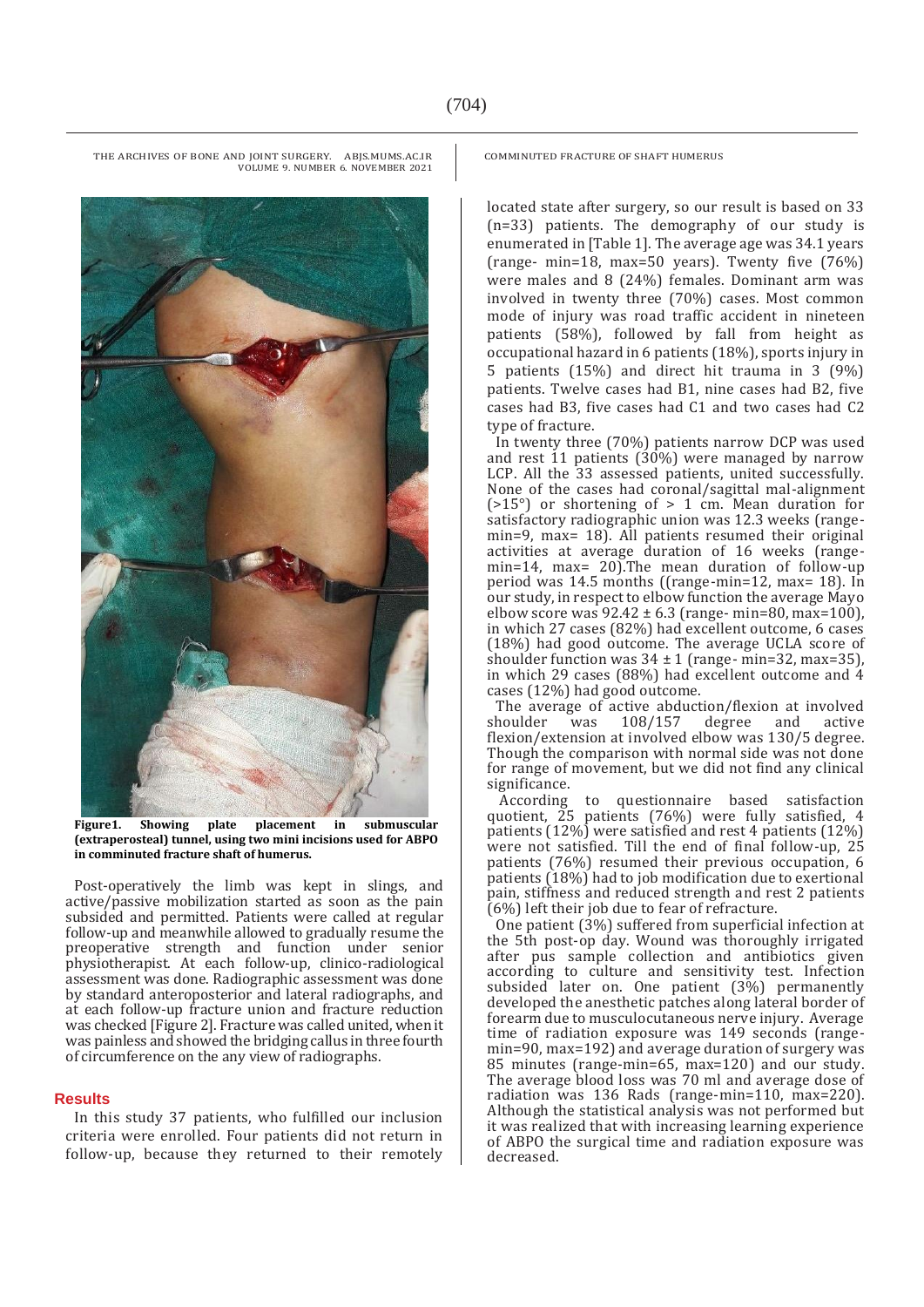Figure1. Showing plate placement in submuscular (extraperosteal) tunnel, using two mini incisions used for ABPO in comminuted fracture shaft of humerus.

Post-operatively the limb was kept in slings, and active/passive mobilization started as soon as the pain subsided and permitted. Patients were called at regular follow-up and meanwhile allowed to gradually resume the preoperative strength and function under senior physiotherapist. At each follow-up, clinico-radiological assessment was done. Radiographic assessment was done by standard anteroposterior and lateral radiographs, and at each follow-up fracture union and fracture reduction was checked [Figure 2]. Fracture was called united, when it was painless and showed the bridging callus in three fourth of circumference on the any view of radiographs.

## Results

In this study 37 patients, who fulfilled our inclusion criteria were enrolled. Four patients did not return in follow-up, because they returned to their remotely located state after surgery, so our result is based on 33 (n=33) patients. The demography of our study is enumerated in [Table 1]. The average age was 34.1 years (range- min=18, max=50 years). Twenty five (76%) were males and 8 (24%) females. Dominant arm was involved in twenty three (70%) cases. Most common mode of injury was road traffic accident in nineteen patients (58%), followed by fall from height as occupational hazard in 6 patients (18%), sports injury in 5 patients (15%) and direct hit trauma in 3 (9%) patients. Twelve cases had B1, nine cases had B2, five cases had B3, five cases had C1 and two cases had C2 type of fracture.

In twenty three (70%) patients narrow DCP was used and rest 11 patients (30%) were managed by narrow LCP. All the 33 assessed patients, united successfully. None of the cases had coronal/sagittal mal-alignment (>15°) or shortening of > 1 cm. Mean duration for satisfactory radiographic union was 12.3 weeks (range- min=9, max= 18). All patients resumed their original activities at average duration of 16 weeks (range- min=14, max= 20).The mean duration of follow-up period was 14.5 months ((range-min=12, max= 18). In our study, in respect to elbow function the average Mayo elbow score was 92.42 ± 6.3 (range- min=80, max=100), in which 27 cases (82%) had excellent outcome, 6 cases (18%) had good outcome. The average UCLA score of shoulder function was 34 ± 1 (range- min=32, max=35), in which 29 cases (88%) had excellent outcome and 4 cases (12%) had good outcome.

The average of active abduction/flexion at involved shoulder was 108/157 degree and active flexion/extension at involved elbow was 130/5 degree. Though the comparison with normal side was not done for range of movement, but we did not find any clinical significance.

According to questionnaire based satisfaction quotient, 25 patients (76%) were fully satisfied, 4 patients (12%) were satisfied and rest 4 patients (12%) were not satisfied. Till the end of final follow-up, 25 patients (76%) resumed their previous occupation, 6 patients (18%) had to job modification due to exertional pain, stiffness and reduced strength and rest 2 patients (6%) left their job due to fear of refracture.

One patient (3%) suffered from superficial infection at the 5th post-op day. Wound was thoroughly irrigated after pus sample collection and antibiotics given according to culture and sensitivity test. Infection subsided later on. One patient (3%) permanently developed the anesthetic patches along lateral border of forearm due to musculocutaneous nerve injury. Average time of radiation exposure was 149 seconds (range- min=90, max=192) and average duration of surgery was 85 minutes (range-min=65, max=120) and our study. The average blood loss was 70 ml and average dose of radiation was 136 Rads (range-min=110, max=220). Although the statistical analysis was not performed but it was realized that with increasing learning experience of ABPO the surgical time and radiation exposure was decreased.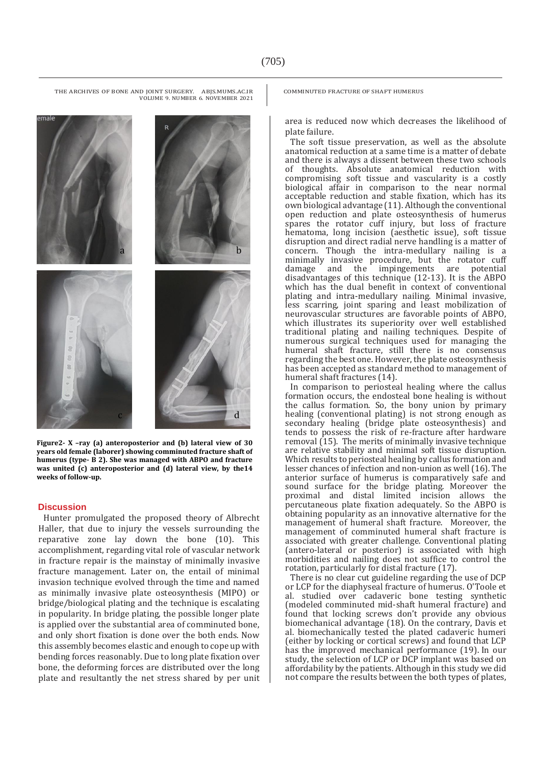**Figure2- X –ray (a) anteroposterior and (b) lateral view of 30 years old female (laborer) showing comminuted fracture shaft of humerus (type- B 2). She was managed with ABPO and fracture was united (c) anteroposterior and (d) lateral view, by the14 weeks of follow-up.**

## Discussion

Hunter promulgated the proposed theory of Albrecht Haller, that due to injury the vessels surrounding the reparative zone lay down the bone (10). This accomplishment, regarding vital role of vascular network in fracture repair is the mainstay of minimally invasive fracture management. Later on, the entail of minimal invasion technique evolved through the time and named as minimally invasive plate osteosynthesis (MIPO) or bridge/biological plating and the technique is escalating in popularity. In bridge plating, the possible longer plate is applied over the substantial area of comminuted bone, and only short fixation is done over the both ends. Now this assembly becomes elastic and enough to cope up with bending forces reasonably. Due to long plate fixation over bone, the deforming forces are distributed over the long plate and resultantly the net stress shared by per unit area is reduced now which decreases the likelihood of plate failure.

The soft tissue preservation, as well as the absolute anatomical reduction at a same time is a matter of debate and there is always a dissent between these two schools of thoughts. Absolute anatomical reduction with compromising soft tissue and vascularity is a costly biological affair in comparison to the near normal acceptable reduction and stable fixation, which has its own biological advantage (11). Although the conventional open reduction and plate osteosynthesis of humerus spares the rotator cuff injury, but loss of fracture hematoma, long incision (aesthetic issue), soft tissue disruption and direct radial nerve handling is a matter of concern. Though the intra-medullary nailing is a minimally invasive procedure, but the rotator cuff damage and the impingements are potential disadvantages of this technique (12-13). It is the ABPO which has the dual benefit in context of conventional plating and intra-medullary nailing. Minimal invasive, less scarring, joint sparing and least mobilization of neurovascular structures are favorable points of ABPO, which illustrates its superiority over well established traditional plating and nailing techniques. Despite of numerous surgical techniques used for managing the humeral shaft fracture, still there is no consensus regarding the best one. However, the plate osteosynthesis has been accepted as standard method to management of humeral shaft fractures (14).

In comparison to periosteal healing where the callus formation occurs, the endosteal bone healing is without the callus formation. So, the bony union by primary healing (conventional plating) is not strong enough as secondary healing (bridge plate osteosynthesis) and tends to possess the risk of re-fracture after hardware removal (15). The merits of minimally invasive technique are relative stability and minimal soft tissue disruption. Which results to periosteal healing by callus formation and lesser chances of infection and non-union as well (16). The anterior surface of humerus is comparatively safe and sound surface for the bridge plating. Moreover the proximal and distal limited incision allows the percutaneous plate fixation adequately. So the ABPO is obtaining popularity as an innovative alternative for the management of humeral shaft fracture. Moreover, the management of comminuted humeral shaft fracture is associated with greater challenge. Conventional plating (antero-lateral or posterior) is associated with high morbidities and nailing does not suffice to control the rotation, particularly for distal fracture (17).

There is no clear cut guideline regarding the use of DCP or LCP for the diaphyseal fracture of humerus. O'Toole et al. studied over cadaveric bone testing synthetic (modeled comminuted mid-shaft humeral fracture) and found that locking screws don't provide any obvious biomechanical advantage (18). On the contrary, Davis et al. biomechanically tested the plated cadaveric humeri (either by locking or cortical screws) and found that LCP has the improved mechanical performance (19). In our study, the selection of LCP or DCP implant was based on affordability by the patients. Although in this study we did not compare the results between the both types of plates,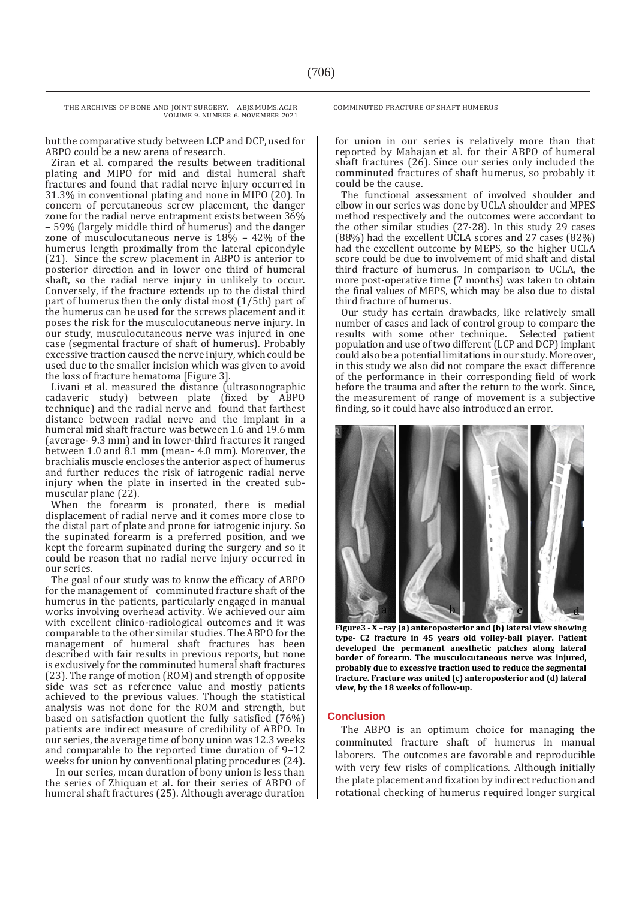but the comparative study between LCP and DCP, used for ABPO could be a new arena of research.

Ziran et al. compared the results between traditional plating and MIPO for mid and distal humeral shaft fractures and found that radial nerve injury occurred in 31.3% in conventional plating and none in MIPO (20). In concern of percutaneous screw placement, the danger zone for the radial nerve entrapment exists between 36% – 59% (largely middle third of humerus) and the danger zone of musculocutaneous nerve is 18% – 42% of the humerus length proximally from the lateral epicondyle (21). Since the screw placement in ABPO is anterior to posterior direction and in lower one third of humeral shaft, so the radial nerve injury in unlikely to occur. Conversely, if the fracture extends up to the distal third part of humerus then the only distal most (1/5th) part of the humerus can be used for the screws placement and it poses the risk for the musculocutaneous nerve injury. In our study, musculocutaneous nerve was injured in one case (segmental fracture of shaft of humerus). Probably excessive traction caused the nerve injury, which could be used due to the smaller incision which was given to avoid the loss of fracture hematoma [Figure 3].

Livani et al. measured the distance (ultrasonographic cadaveric study) between plate (fixed by ABPO technique) and the radial nerve and found that farthest distance between radial nerve and the implant in a humeral mid shaft fracture was between 1.6 and 19.6 mm (average- 9.3 mm) and in lower-third fractures it ranged between 1.0 and 8.1 mm (mean- 4.0 mm). Moreover, the brachialis muscle encloses the anterior aspect of humerus and further reduces the risk of iatrogenic radial nerve injury when the plate in inserted in the created sub-muscular plane (22).

When the forearm is pronated, there is medial displacement of radial nerve and it comes more close to the distal part of plate and prone for iatrogenic injury. So the supinated forearm is a preferred position, and we kept the forearm supinated during the surgery and so it could be reason that no radial nerve injury occurred in our series.

The goal of our study was to know the efficacy of ABPO for the management of comminuted fracture shaft of the humerus in the patients, particularly engaged in manual works involving overhead activity. We achieved our aim with excellent clinico-radiological outcomes and it was comparable to the other similar studies. The ABPO for the management of humeral shaft fractures has been described with fair results in previous reports, but none is exclusively for the comminuted humeral shaft fractures (23). The range of motion (ROM) and strength of opposite side was set as reference value and mostly patients achieved to the previous values. Though the statistical analysis was not done for the ROM and strength, but based on satisfaction quotient the fully satisfied (76%) patients are indirect measure of credibility of ABPO. In our series, the average time of bony union was 12.3 weeks and comparable to the reported time duration of 9–12 weeks for union by conventional plating procedures (24).

In our series, mean duration of bony union is less than the series of Zhiquan et al. for their series of ABPO of humeral shaft fractures (25). Although average duration for union in our series is relatively more than that reported by Mahajan et al. for their ABPO of humeral shaft fractures (26). Since our series only included the comminuted fractures of shaft humerus, so probably it could be the cause.

The functional assessment of involved shoulder and elbow in our series was done by UCLA shoulder and MPES method respectively and the outcomes were accordant to the other similar studies (27-28). In this study 29 cases (88%) had the excellent UCLA scores and 27 cases (82%) had the excellent outcome by MEPS, so the higher UCLA score could be due to involvement of mid shaft and distal third fracture of humerus. In comparison to UCLA, the more post-operative time (7 months) was taken to obtain the final values of MEPS, which may be also due to distal third fracture of humerus.

Our study has certain drawbacks, like relatively small number of cases and lack of control group to compare the results with some other technique. Selected patient population and use of two different (LCP and DCP) implant could also be a potential limitations in our study. Moreover, in this study we also did not compare the exact difference of the performance in their corresponding field of work before the trauma and after the return to the work. Since, the measurement of range of movement is a subjective finding, so it could have also introduced an error.

**Figure3 - X –ray (a) anteroposterior and (b) lateral view showing type- C2 fracture in 45 years old volley-ball player. Patient developed the permanent anesthetic patches along lateral border of forearm. The musculocutaneous nerve was injured, probably due to excessive traction used to reduce the segmental fracture. Fracture was united (c) anteroposterior and (d) lateral view, by the 18 weeks of follow-up.**

## Conclusion

The ABPO is an optimum choice for managing the comminuted fracture shaft of humerus in manual laborers. The outcomes are favorable and reproducible with very few risks of complications. Although initially the plate placement and fixation by indirect reduction and rotational checking of humerus required longer surgical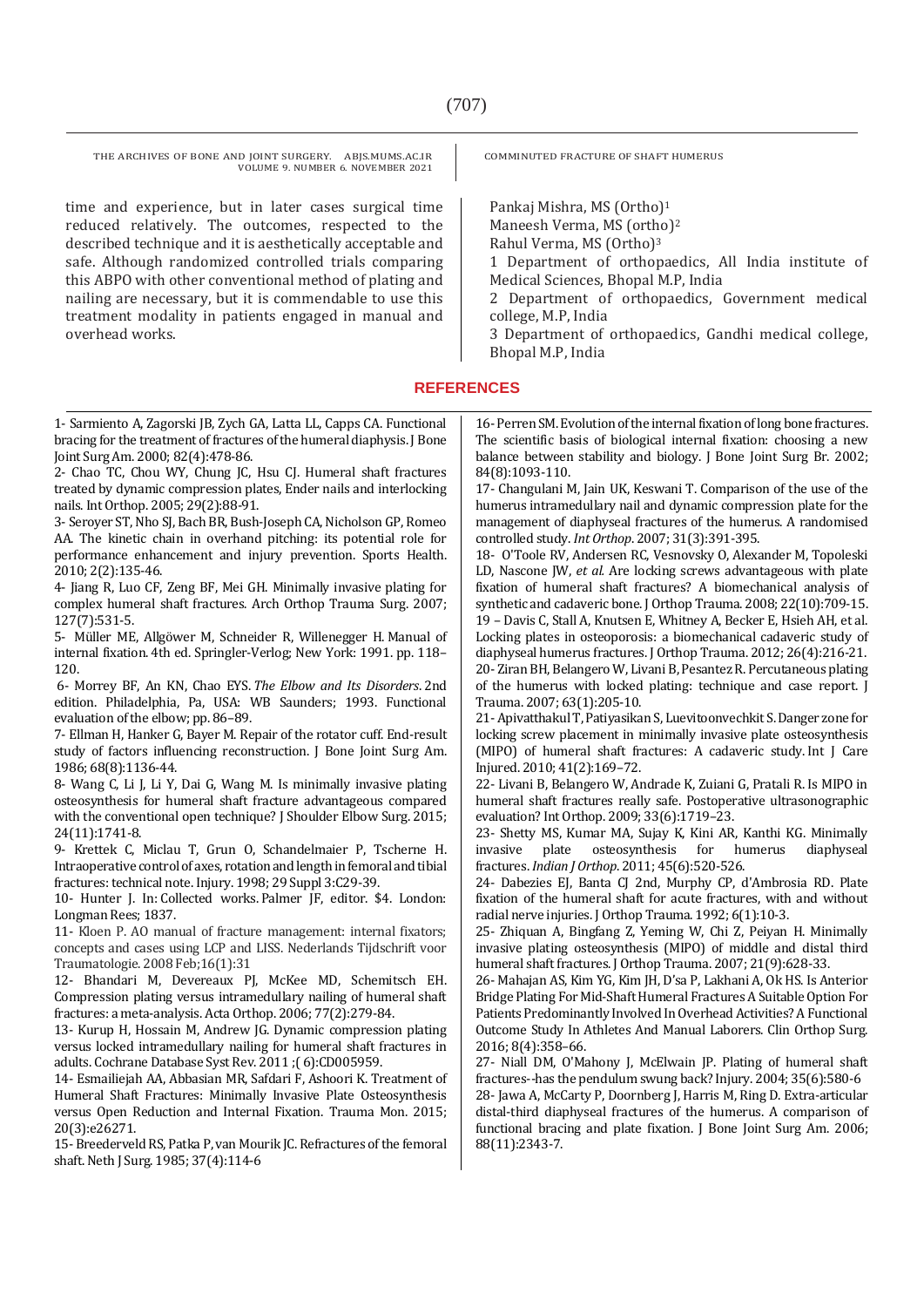time and experience, but in later cases surgical time reduced relatively. The outcomes, respected to the described technique and it is aesthetically acceptable and safe. Although randomized controlled trials comparing this ABPO with other conventional method of plating and nailing are necessary, but it is commendable to use this treatment modality in patients engaged in manual and overhead works.

Pankaj Mishra, MS (Ortho)[1]
Maneesh Verma, MS (ortho)[2]
Rahul Verma, MS (Ortho)[3]
1 Department of orthopaedics, All India institute of Medical Sciences, Bhopal M.P, India
2 Department of orthopaedics, Government medical college, M.P, India
3 Department of orthopaedics, Gandhi medical college, Bhopal M.P, India

## REFERENCES

1- Sarmiento A, Zagorski JB, Zych GA, Latta LL, Capps CA. Functional bracing for the treatment of fractures of the humeral diaphysis. J Bone Joint Surg Am. 2000; 82(4):478-86.

2- Chao TC, Chou WY, Chung JC, Hsu CJ. Humeral shaft fractures treated by dynamic compression plates, Ender nails and interlocking nails. Int Orthop. 2005; 29(2):88-91.

3- Seroyer ST, Nho SJ, Bach BR, Bush-Joseph CA, Nicholson GP, Romeo AA. The kinetic chain in overhand pitching: its potential role for performance enhancement and injury prevention. Sports Health. 2010; 2(2):135-46.

4- Jiang R, Luo CF, Zeng BF, Mei GH. Minimally invasive plating for complex humeral shaft fractures. Arch Orthop Trauma Surg. 2007; 127(7):531-5.

5- Müller ME, Allgöwer M, Schneider R, Willenegger H. Manual of internal fixation. 4th ed. Springer-Verlog; New York: 1991. pp. 118–120.

6- Morrey BF, An KN, Chao EYS. *The Elbow and Its Disorders*. 2nd edition. Philadelphia, Pa, USA: WB Saunders; 1993. Functional evaluation of the elbow; pp. 86–89.

7- Ellman H, Hanker G, Bayer M. Repair of the rotator cuff. End-result study of factors influencing reconstruction. J Bone Joint Surg Am. 1986; 68(8):1136-44.

8- Wang C, Li J, Li Y, Dai G, Wang M. Is minimally invasive plating osteosynthesis for humeral shaft fracture advantageous compared with the conventional open technique? J Shoulder Elbow Surg. 2015; 24(11):1741-8.

9- Krettek C, Miclau T, Grun O, Schandelmaier P, Tscherne H. Intraoperative control of axes, rotation and length in femoral and tibial fractures: technical note. Injury. 1998; 29 Suppl 3:C29-39.

10- Hunter J. In: Collected works. Palmer JF, editor. $4. London: Longman Rees; 1837.

11- Kloen P. AO manual of fracture management: internal fixators; concepts and cases using LCP and LISS. Nederlands Tijdschrift voor Traumatologie. 2008 Feb;16(1):31

12- Bhandari M, Devereaux PJ, McKee MD, Schemitsch EH. Compression plating versus intramedullary nailing of humeral shaft fractures: a meta-analysis. Acta Orthop. 2006; 77(2):279-84.

13- Kurup H, Hossain M, Andrew JG. Dynamic compression plating versus locked intramedullary nailing for humeral shaft fractures in adults. Cochrane Database Syst Rev. 2011 ;( 6):CD005959.

14- Esmailiejah AA, Abbasian MR, Safdari F, Ashoori K. Treatment of Humeral Shaft Fractures: Minimally Invasive Plate Osteosynthesis versus Open Reduction and Internal Fixation. Trauma Mon. 2015; 20(3):e26271.

15- Breederveld RS, Patka P, van Mourik JC. Refractures of the femoral shaft. Neth J Surg. 1985; 37(4):114-6

16- Perren SM. Evolution of the internal fixation of long bone fractures. The scientific basis of biological internal fixation: choosing a new balance between stability and biology. J Bone Joint Surg Br. 2002; 84(8):1093-110.

17- Changulani M, Jain UK, Keswani T. Comparison of the use of the humerus intramedullary nail and dynamic compression plate for the management of diaphyseal fractures of the humerus. A randomised controlled study. *Int Orthop*. 2007; 31(3):391-395.

18- O'Toole RV, Andersen RC, Vesnovsky O, Alexander M, Topoleski LD, Nascone JW, *et al.* Are locking screws advantageous with plate fixation of humeral shaft fractures? A biomechanical analysis of synthetic and cadaveric bone. J Orthop Trauma. 2008; 22(10):709-15.

19 – Davis C, Stall A, Knutsen E, Whitney A, Becker E, Hsieh AH, et al. Locking plates in osteoporosis: a biomechanical cadaveric study of diaphyseal humerus fractures. J Orthop Trauma. 2012; 26(4):216-21.

20- Ziran BH, Belangero W, Livani B, Pesantez R. Percutaneous plating of the humerus with locked plating: technique and case report. J Trauma. 2007; 63(1):205-10.

21- Apivatthakul T, Patiyasikan S, Luevitoonvechkit S. Danger zone for locking screw placement in minimally invasive plate osteosynthesis (MIPO) of humeral shaft fractures: A cadaveric study. Int J Care Injured. 2010; 41(2):169–72.

22- Livani B, Belangero W, Andrade K, Zuiani G, Pratali R. Is MIPO in humeral shaft fractures really safe. Postoperative ultrasonographic evaluation? Int Orthop. 2009; 33(6):1719–23.

23- Shetty MS, Kumar MA, Sujay K, Kini AR, Kanthi KG. Minimally invasive plate osteosynthesis for humerus diaphyseal fractures. *Indian J Orthop*. 2011; 45(6):520-526.

24- Dabezies EJ, Banta CJ 2nd, Murphy CP, d'Ambrosia RD. Plate fixation of the humeral shaft for acute fractures, with and without radial nerve injuries. J Orthop Trauma. 1992; 6(1):10-3.

25- Zhiquan A, Bingfang Z, Yeming W, Chi Z, Peiyan H. Minimally invasive plating osteosynthesis (MIPO) of middle and distal third humeral shaft fractures. J Orthop Trauma. 2007; 21(9):628-33.

26- Mahajan AS, Kim YG, Kim JH, D'sa P, Lakhani A, Ok HS. Is Anterior Bridge Plating For Mid-Shaft Humeral Fractures A Suitable Option For Patients Predominantly Involved In Overhead Activities? A Functional Outcome Study In Athletes And Manual Laborers. Clin Orthop Surg. 2016; 8(4):358–66.

27- Niall DM, O'Mahony J, McElwain JP. Plating of humeral shaft fractures--has the pendulum swung back? Injury. 2004; 35(6):580-6

28- Jawa A, McCarty P, Doornberg J, Harris M, Ring D. Extra-articular distal-third diaphyseal fractures of the humerus. A comparison of functional bracing and plate fixation. J Bone Joint Surg Am. 2006; 88(11):2343-7.